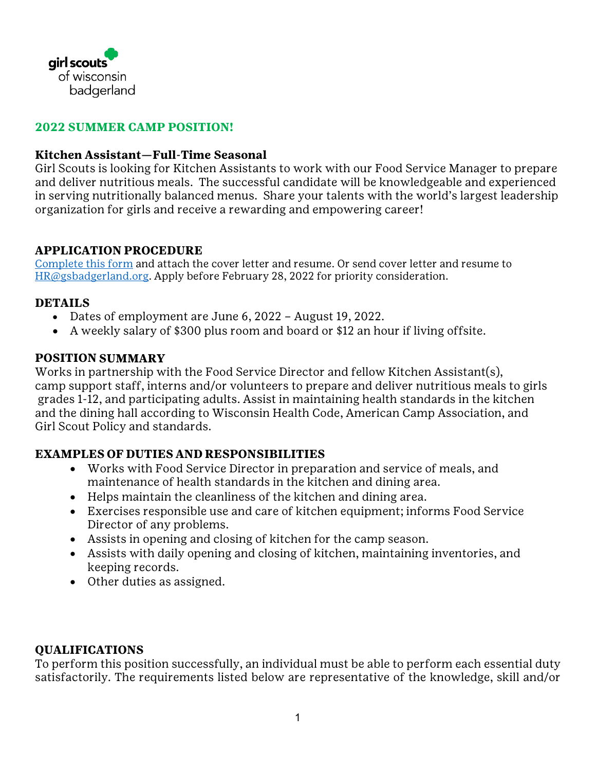girl scouts
of wisconsin
badgerland

## 2022 SUMMER CAMP POSITION!

**Kitchen Assistant—Full-Time Seasonal**

Girl Scouts is looking for Kitchen Assistants to work with our Food Service Manager to prepare and deliver nutritious meals. The successful candidate will be knowledgeable and experienced in serving nutritionally balanced menus. Share your talents with the world's largest leadership organization for girls and receive a rewarding and empowering career!

### APPLICATION PROCEDURE

Complete this form and attach the cover letter and resume. Or send cover letter and resume to HR@gsbadgerland.org. Apply before February 28, 2022 for priority consideration.

### DETAILS

- Dates of employment are June 6, 2022 – August 19, 2022.
- A weekly salary of $300 plus room and board or $12 an hour if living offsite.

### POSITION SUMMARY

Works in partnership with the Food Service Director and fellow Kitchen Assistant(s), camp support staff, interns and/or volunteers to prepare and deliver nutritious meals to girls grades 1-12, and participating adults. Assist in maintaining health standards in the kitchen and the dining hall according to Wisconsin Health Code, American Camp Association, and Girl Scout Policy and standards.

### EXAMPLES OF DUTIES AND RESPONSIBILITIES

- Works with Food Service Director in preparation and service of meals, and maintenance of health standards in the kitchen and dining area.
- Helps maintain the cleanliness of the kitchen and dining area.
- Exercises responsible use and care of kitchen equipment; informs Food Service Director of any problems.
- Assists in opening and closing of kitchen for the camp season.
- Assists with daily opening and closing of kitchen, maintaining inventories, and keeping records.
- Other duties as assigned.

### QUALIFICATIONS

To perform this position successfully, an individual must be able to perform each essential duty satisfactorily. The requirements listed below are representative of the knowledge, skill and/or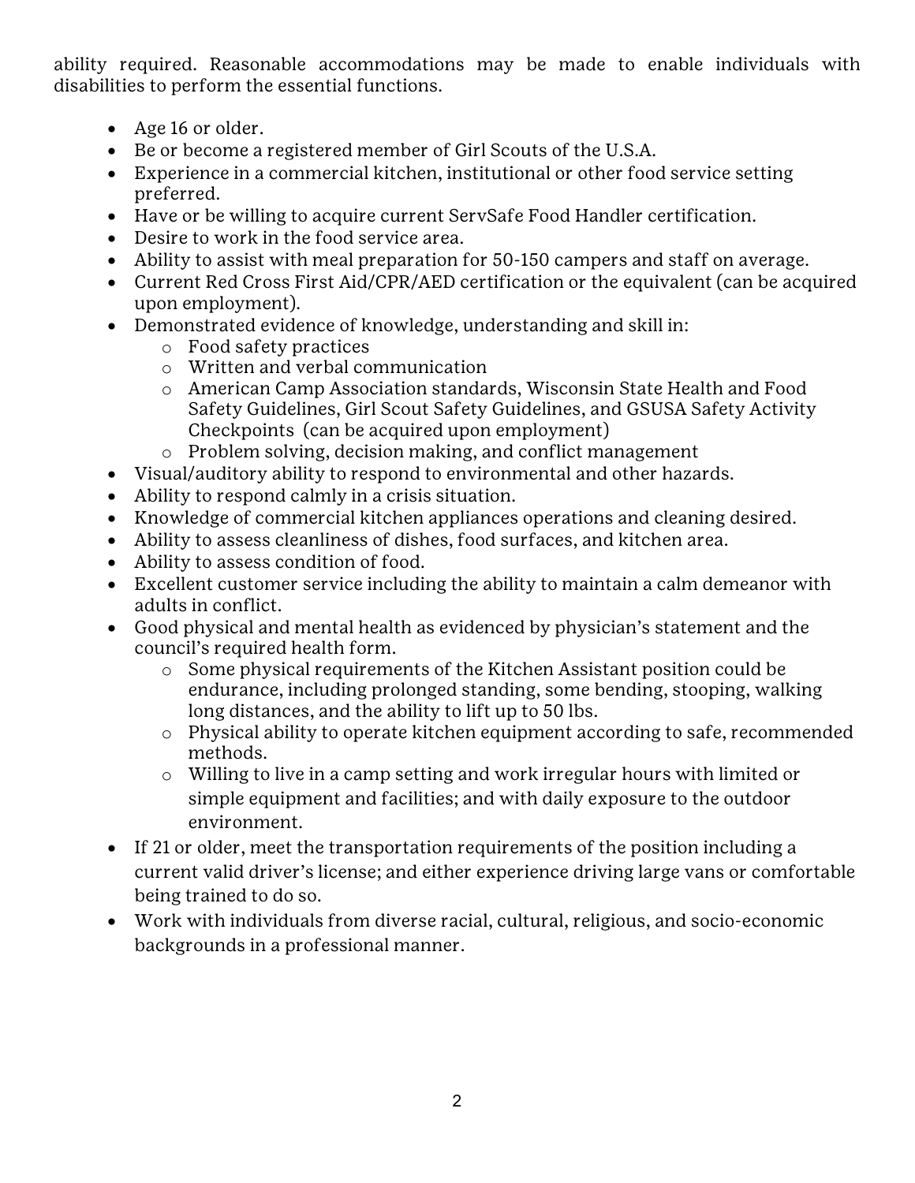ability required. Reasonable accommodations may be made to enable individuals with disabilities to perform the essential functions.

- Age 16 or older.
- Be or become a registered member of Girl Scouts of the U.S.A.
- Experience in a commercial kitchen, institutional or other food service setting preferred.
- Have or be willing to acquire current ServSafe Food Handler certification.
- Desire to work in the food service area.
- Ability to assist with meal preparation for 50-150 campers and staff on average.
- Current Red Cross First Aid/CPR/AED certification or the equivalent (can be acquired upon employment).
- Demonstrated evidence of knowledge, understanding and skill in:
  - Food safety practices
  - Written and verbal communication
  - American Camp Association standards, Wisconsin State Health and Food Safety Guidelines, Girl Scout Safety Guidelines, and GSUSA Safety Activity Checkpoints (can be acquired upon employment)
  - Problem solving, decision making, and conflict management
- Visual/auditory ability to respond to environmental and other hazards.
- Ability to respond calmly in a crisis situation.
- Knowledge of commercial kitchen appliances operations and cleaning desired.
- Ability to assess cleanliness of dishes, food surfaces, and kitchen area.
- Ability to assess condition of food.
- Excellent customer service including the ability to maintain a calm demeanor with adults in conflict.
- Good physical and mental health as evidenced by physician's statement and the council's required health form.
  - Some physical requirements of the Kitchen Assistant position could be endurance, including prolonged standing, some bending, stooping, walking long distances, and the ability to lift up to 50 lbs.
  - Physical ability to operate kitchen equipment according to safe, recommended methods.
  - Willing to live in a camp setting and work irregular hours with limited or simple equipment and facilities; and with daily exposure to the outdoor environment.
- If 21 or older, meet the transportation requirements of the position including a current valid driver's license; and either experience driving large vans or comfortable being trained to do so.
- Work with individuals from diverse racial, cultural, religious, and socio-economic backgrounds in a professional manner.